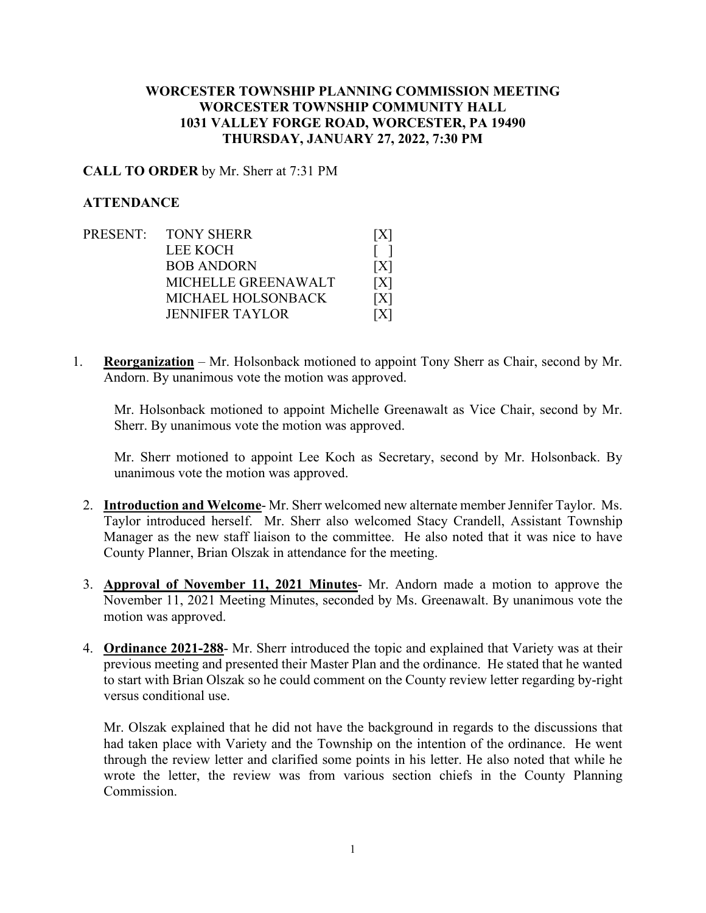# WORCESTER TOWNSHIP PLANNING COMMISSION MEETING
# WORCESTER TOWNSHIP COMMUNITY HALL
# 1031 VALLEY FORGE ROAD, WORCESTER, PA 19490
# THURSDAY, JANUARY 27, 2022, 7:30 PM

**CALL TO ORDER** by Mr. Sherr at 7:31 PM

**ATTENDANCE**

| PRESENT: | TONY SHERR | [X] |
|---|---|---|
| | LEE KOCH | [ ] |
| | BOB ANDORN | [X] |
| | MICHELLE GREENAWALT | [X] |
| | MICHAEL HOLSONBACK | [X] |
| | JENNIFER TAYLOR | [X] |

1. **Reorganization** – Mr. Holsonback motioned to appoint Tony Sherr as Chair, second by Mr. Andorn. By unanimous vote the motion was approved.

   Mr. Holsonback motioned to appoint Michelle Greenawalt as Vice Chair, second by Mr. Sherr. By unanimous vote the motion was approved.

   Mr. Sherr motioned to appoint Lee Koch as Secretary, second by Mr. Holsonback. By unanimous vote the motion was approved.

2. **Introduction and Welcome**- Mr. Sherr welcomed new alternate member Jennifer Taylor. Ms. Taylor introduced herself. Mr. Sherr also welcomed Stacy Crandell, Assistant Township Manager as the new staff liaison to the committee. He also noted that it was nice to have County Planner, Brian Olszak in attendance for the meeting.

3. **Approval of November 11, 2021 Minutes**- Mr. Andorn made a motion to approve the November 11, 2021 Meeting Minutes, seconded by Ms. Greenawalt. By unanimous vote the motion was approved.

4. **Ordinance 2021-288**- Mr. Sherr introduced the topic and explained that Variety was at their previous meeting and presented their Master Plan and the ordinance. He stated that he wanted to start with Brian Olszak so he could comment on the County review letter regarding by-right versus conditional use.

   Mr. Olszak explained that he did not have the background in regards to the discussions that had taken place with Variety and the Township on the intention of the ordinance. He went through the review letter and clarified some points in his letter. He also noted that while he wrote the letter, the review was from various section chiefs in the County Planning Commission.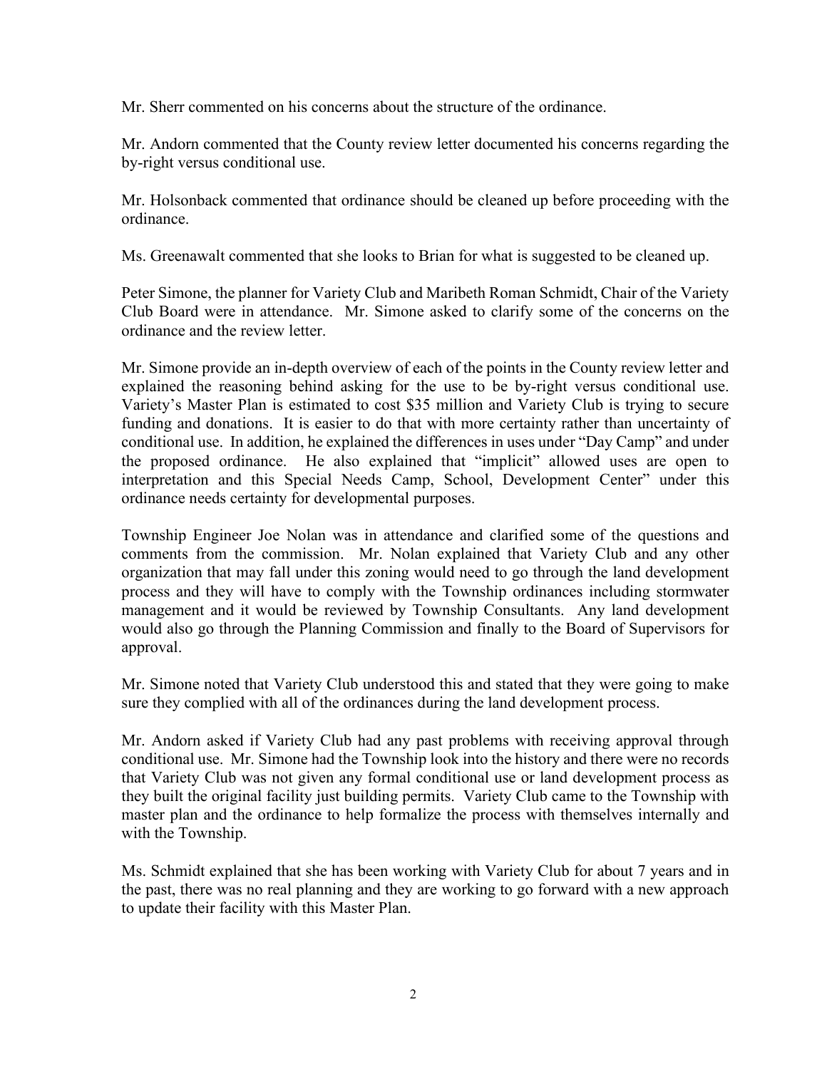Mr. Sherr commented on his concerns about the structure of the ordinance.

Mr. Andorn commented that the County review letter documented his concerns regarding the by-right versus conditional use.

Mr. Holsonback commented that ordinance should be cleaned up before proceeding with the ordinance.

Ms. Greenawalt commented that she looks to Brian for what is suggested to be cleaned up.

Peter Simone, the planner for Variety Club and Maribeth Roman Schmidt, Chair of the Variety Club Board were in attendance. Mr. Simone asked to clarify some of the concerns on the ordinance and the review letter.

Mr. Simone provide an in-depth overview of each of the points in the County review letter and explained the reasoning behind asking for the use to be by-right versus conditional use. Variety's Master Plan is estimated to cost $35 million and Variety Club is trying to secure funding and donations. It is easier to do that with more certainty rather than uncertainty of conditional use. In addition, he explained the differences in uses under "Day Camp" and under the proposed ordinance. He also explained that "implicit" allowed uses are open to interpretation and this Special Needs Camp, School, Development Center" under this ordinance needs certainty for developmental purposes.

Township Engineer Joe Nolan was in attendance and clarified some of the questions and comments from the commission. Mr. Nolan explained that Variety Club and any other organization that may fall under this zoning would need to go through the land development process and they will have to comply with the Township ordinances including stormwater management and it would be reviewed by Township Consultants. Any land development would also go through the Planning Commission and finally to the Board of Supervisors for approval.

Mr. Simone noted that Variety Club understood this and stated that they were going to make sure they complied with all of the ordinances during the land development process.

Mr. Andorn asked if Variety Club had any past problems with receiving approval through conditional use. Mr. Simone had the Township look into the history and there were no records that Variety Club was not given any formal conditional use or land development process as they built the original facility just building permits. Variety Club came to the Township with master plan and the ordinance to help formalize the process with themselves internally and with the Township.

Ms. Schmidt explained that she has been working with Variety Club for about 7 years and in the past, there was no real planning and they are working to go forward with a new approach to update their facility with this Master Plan.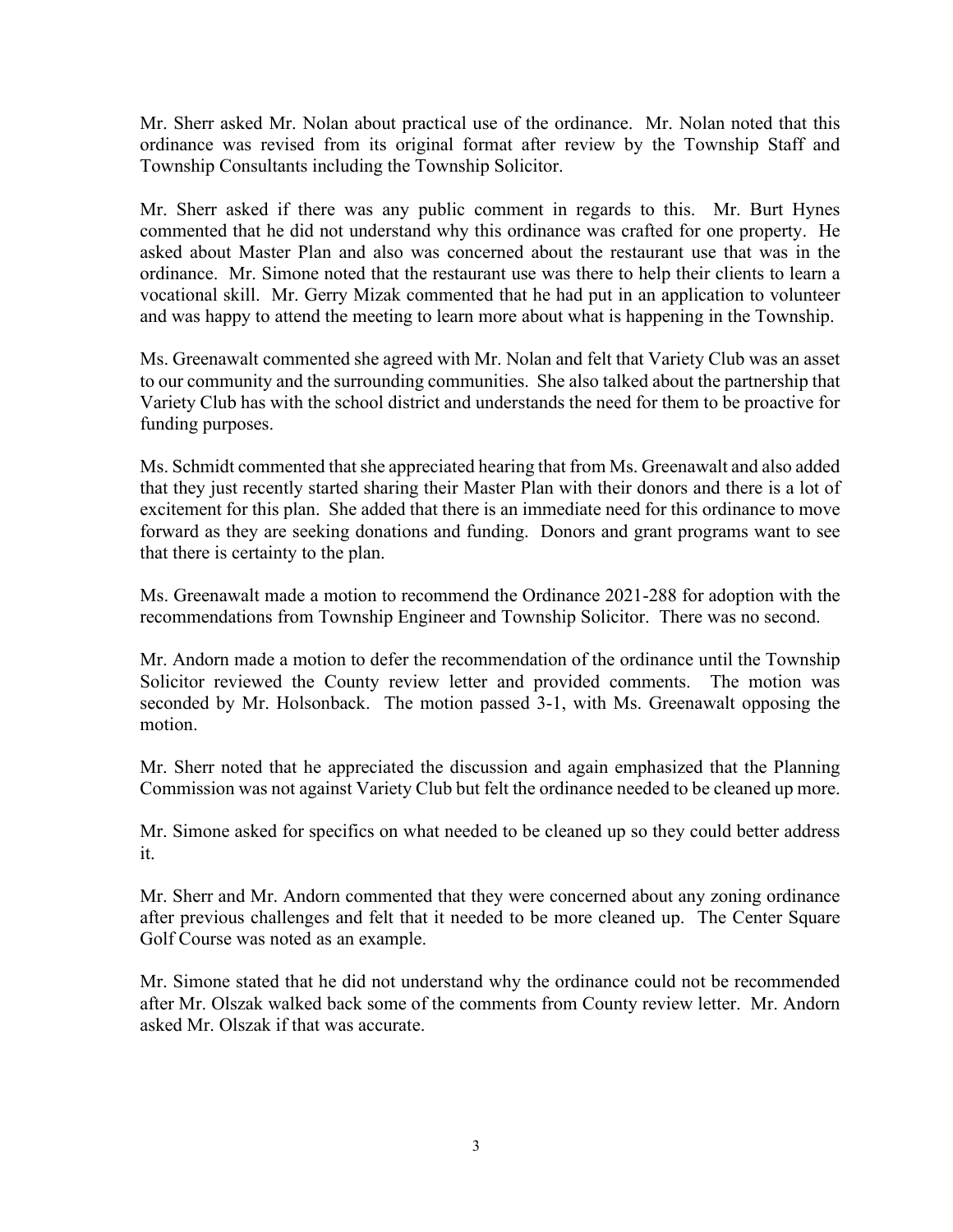Mr. Sherr asked Mr. Nolan about practical use of the ordinance. Mr. Nolan noted that this ordinance was revised from its original format after review by the Township Staff and Township Consultants including the Township Solicitor.

Mr. Sherr asked if there was any public comment in regards to this. Mr. Burt Hynes commented that he did not understand why this ordinance was crafted for one property. He asked about Master Plan and also was concerned about the restaurant use that was in the ordinance. Mr. Simone noted that the restaurant use was there to help their clients to learn a vocational skill. Mr. Gerry Mizak commented that he had put in an application to volunteer and was happy to attend the meeting to learn more about what is happening in the Township.

Ms. Greenawalt commented she agreed with Mr. Nolan and felt that Variety Club was an asset to our community and the surrounding communities. She also talked about the partnership that Variety Club has with the school district and understands the need for them to be proactive for funding purposes.

Ms. Schmidt commented that she appreciated hearing that from Ms. Greenawalt and also added that they just recently started sharing their Master Plan with their donors and there is a lot of excitement for this plan. She added that there is an immediate need for this ordinance to move forward as they are seeking donations and funding. Donors and grant programs want to see that there is certainty to the plan.

Ms. Greenawalt made a motion to recommend the Ordinance 2021-288 for adoption with the recommendations from Township Engineer and Township Solicitor. There was no second.

Mr. Andorn made a motion to defer the recommendation of the ordinance until the Township Solicitor reviewed the County review letter and provided comments. The motion was seconded by Mr. Holsonback. The motion passed 3-1, with Ms. Greenawalt opposing the motion.

Mr. Sherr noted that he appreciated the discussion and again emphasized that the Planning Commission was not against Variety Club but felt the ordinance needed to be cleaned up more.

Mr. Simone asked for specifics on what needed to be cleaned up so they could better address it.

Mr. Sherr and Mr. Andorn commented that they were concerned about any zoning ordinance after previous challenges and felt that it needed to be more cleaned up. The Center Square Golf Course was noted as an example.

Mr. Simone stated that he did not understand why the ordinance could not be recommended after Mr. Olszak walked back some of the comments from County review letter. Mr. Andorn asked Mr. Olszak if that was accurate.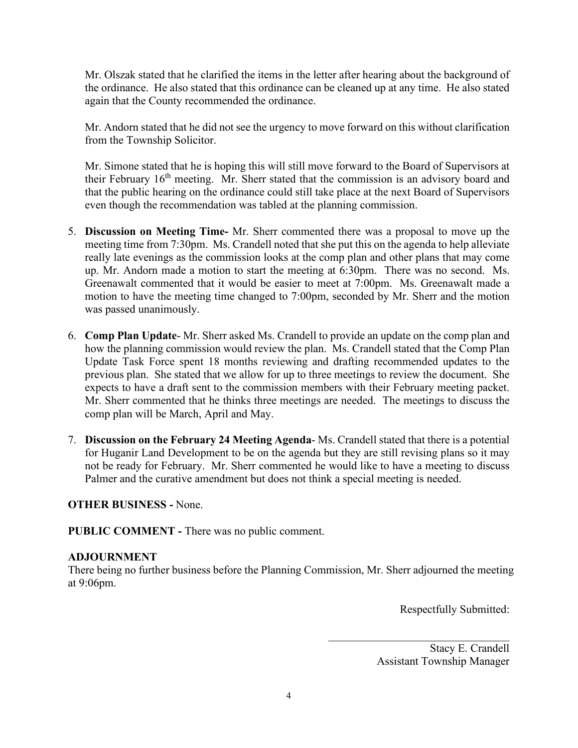Mr. Olszak stated that he clarified the items in the letter after hearing about the background of the ordinance. He also stated that this ordinance can be cleaned up at any time. He also stated again that the County recommended the ordinance.

Mr. Andorn stated that he did not see the urgency to move forward on this without clarification from the Township Solicitor.

Mr. Simone stated that he is hoping this will still move forward to the Board of Supervisors at their February 16th meeting. Mr. Sherr stated that the commission is an advisory board and that the public hearing on the ordinance could still take place at the next Board of Supervisors even though the recommendation was tabled at the planning commission.

5. **Discussion on Meeting Time-** Mr. Sherr commented there was a proposal to move up the meeting time from 7:30pm. Ms. Crandell noted that she put this on the agenda to help alleviate really late evenings as the commission looks at the comp plan and other plans that may come up. Mr. Andorn made a motion to start the meeting at 6:30pm. There was no second. Ms. Greenawalt commented that it would be easier to meet at 7:00pm. Ms. Greenawalt made a motion to have the meeting time changed to 7:00pm, seconded by Mr. Sherr and the motion was passed unanimously.

6. **Comp Plan Update**- Mr. Sherr asked Ms. Crandell to provide an update on the comp plan and how the planning commission would review the plan. Ms. Crandell stated that the Comp Plan Update Task Force spent 18 months reviewing and drafting recommended updates to the previous plan. She stated that we allow for up to three meetings to review the document. She expects to have a draft sent to the commission members with their February meeting packet. Mr. Sherr commented that he thinks three meetings are needed. The meetings to discuss the comp plan will be March, April and May.

7. **Discussion on the February 24 Meeting Agenda**- Ms. Crandell stated that there is a potential for Huganir Land Development to be on the agenda but they are still revising plans so it may not be ready for February. Mr. Sherr commented he would like to have a meeting to discuss Palmer and the curative amendment but does not think a special meeting is needed.

**OTHER BUSINESS -** None.

**PUBLIC COMMENT -** There was no public comment.

**ADJOURNMENT**

There being no further business before the Planning Commission, Mr. Sherr adjourned the meeting at 9:06pm.

Respectfully Submitted:

\_\_\_\_\_\_\_\_\_\_\_\_\_\_\_\_\_\_\_\_\_\_\_\_\_\_\_\_\_\_\_\_

Stacy E. Crandell
Assistant Township Manager